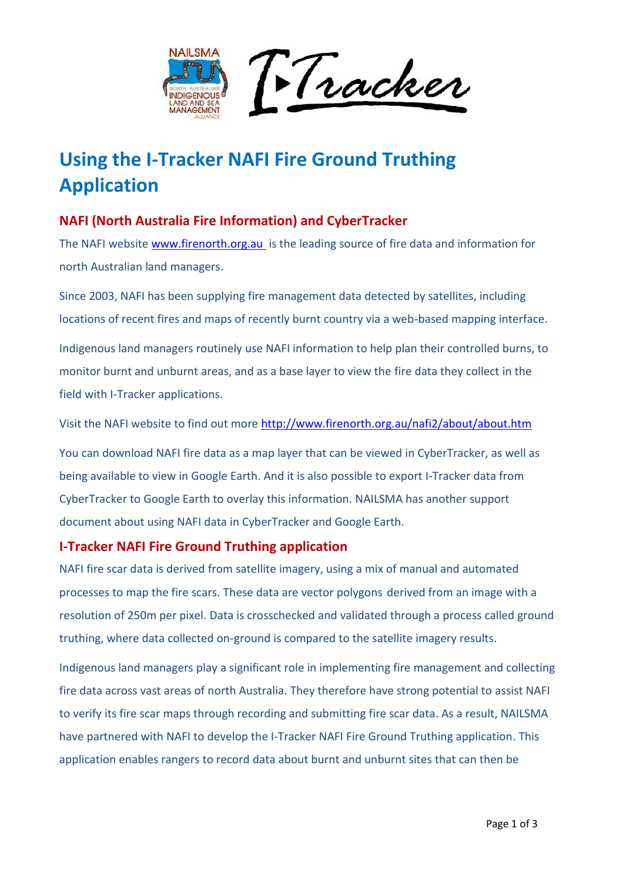# Using the I-Tracker NAFI Fire Ground Truthing Application

## NAFI (North Australia Fire Information) and CyberTracker

The NAFI website [www.firenorth.org.au](www.firenorth.org.au) is the leading source of fire data and information for north Australian land managers.

Since 2003, NAFI has been supplying fire management data detected by satellites, including locations of recent fires and maps of recently burnt country via a web-based mapping interface.

Indigenous land managers routinely use NAFI information to help plan their controlled burns, to monitor burnt and unburnt areas, and as a base layer to view the fire data they collect in the field with I-Tracker applications.

Visit the NAFI website to find out more [http://www.firenorth.org.au/nafi2/about/about.htm](http://www.firenorth.org.au/nafi2/about/about.htm)

You can download NAFI fire data as a map layer that can be viewed in CyberTracker, as well as being available to view in Google Earth. And it is also possible to export I-Tracker data from CyberTracker to Google Earth to overlay this information. NAILSMA has another support document about using NAFI data in CyberTracker and Google Earth.

## I-Tracker NAFI Fire Ground Truthing application

NAFI fire scar data is derived from satellite imagery, using a mix of manual and automated processes to map the fire scars. These data are vector polygons derived from an image with a resolution of 250m per pixel. Data is crosschecked and validated through a process called ground truthing, where data collected on-ground is compared to the satellite imagery results.

Indigenous land managers play a significant role in implementing fire management and collecting fire data across vast areas of north Australia. They therefore have strong potential to assist NAFI to verify its fire scar maps through recording and submitting fire scar data. As a result, NAILSMA have partnered with NAFI to develop the I-Tracker NAFI Fire Ground Truthing application. This application enables rangers to record data about burnt and unburnt sites that can then be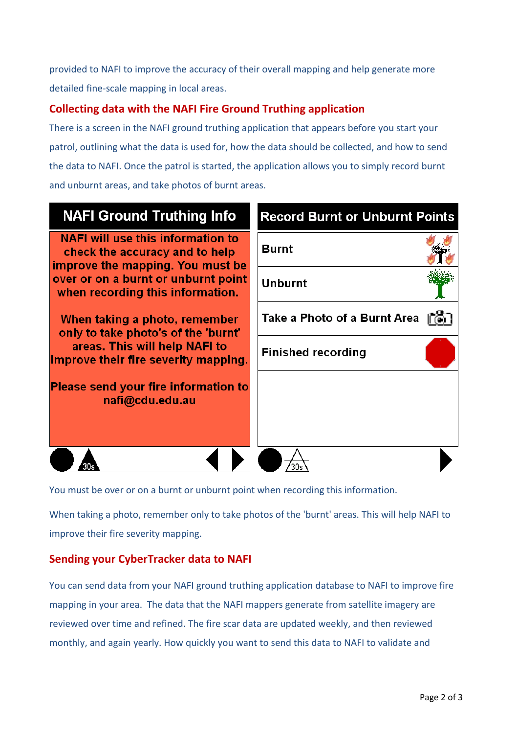provided to NAFI to improve the accuracy of their overall mapping and help generate more detailed fine-scale mapping in local areas.

## Collecting data with the NAFI Fire Ground Truthing application

There is a screen in the NAFI ground truthing application that appears before you start your patrol, outlining what the data is used for, how the data should be collected, and how to send the data to NAFI. Once the patrol is started, the application allows you to simply record burnt and unburnt areas, and take photos of burnt areas.

**NAFI Ground Truthing Info**

NAFI will use this information to check the accuracy and to help improve the mapping. You must be over or on a burnt or unburnt point when recording this information.

When taking a photo, remember only to take photo's of the 'burnt' areas. This will help NAFI to improve their fire severity mapping.

Please send your fire information to nafi@cdu.edu.au

**Record Burnt or Unburnt Points**

- Burnt
- Unburnt
- Take a Photo of a Burnt Area
- Finished recording

You must be over or on a burnt or unburnt point when recording this information.

When taking a photo, remember only to take photos of the 'burnt' areas. This will help NAFI to improve their fire severity mapping.

## Sending your CyberTracker data to NAFI

You can send data from your NAFI ground truthing application database to NAFI to improve fire mapping in your area. The data that the NAFI mappers generate from satellite imagery are reviewed over time and refined. The fire scar data are updated weekly, and then reviewed monthly, and again yearly. How quickly you want to send this data to NAFI to validate and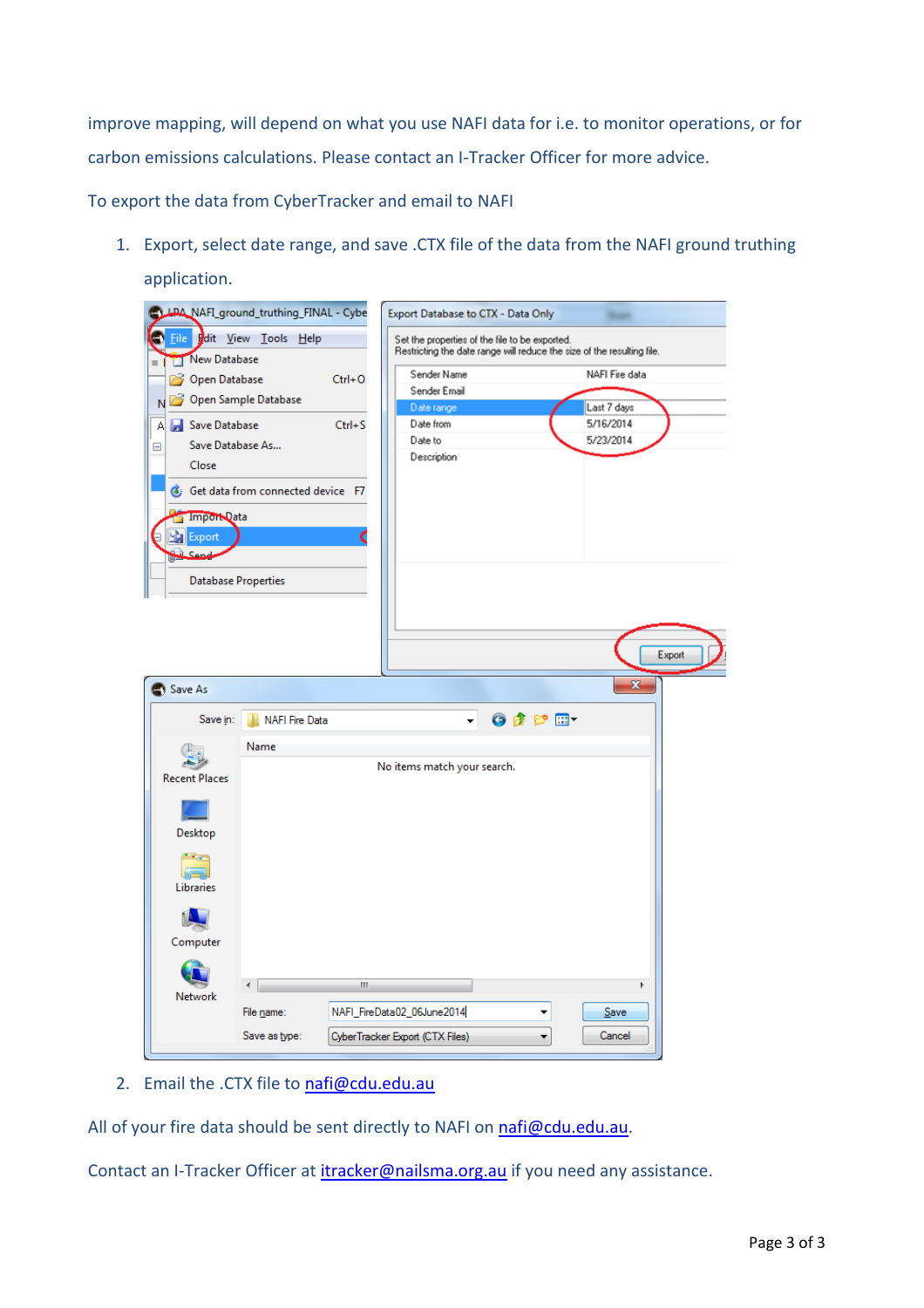improve mapping, will depend on what you use NAFI data for i.e. to monitor operations, or for carbon emissions calculations. Please contact an I-Tracker Officer for more advice.

To export the data from CyberTracker and email to NAFI

1. Export, select date range, and save .CTX file of the data from the NAFI ground truthing application.

2. Email the .CTX file to nafi@cdu.edu.au

All of your fire data should be sent directly to NAFI on nafi@cdu.edu.au.

Contact an I-Tracker Officer at itracker@nailsma.org.au if you need any assistance.